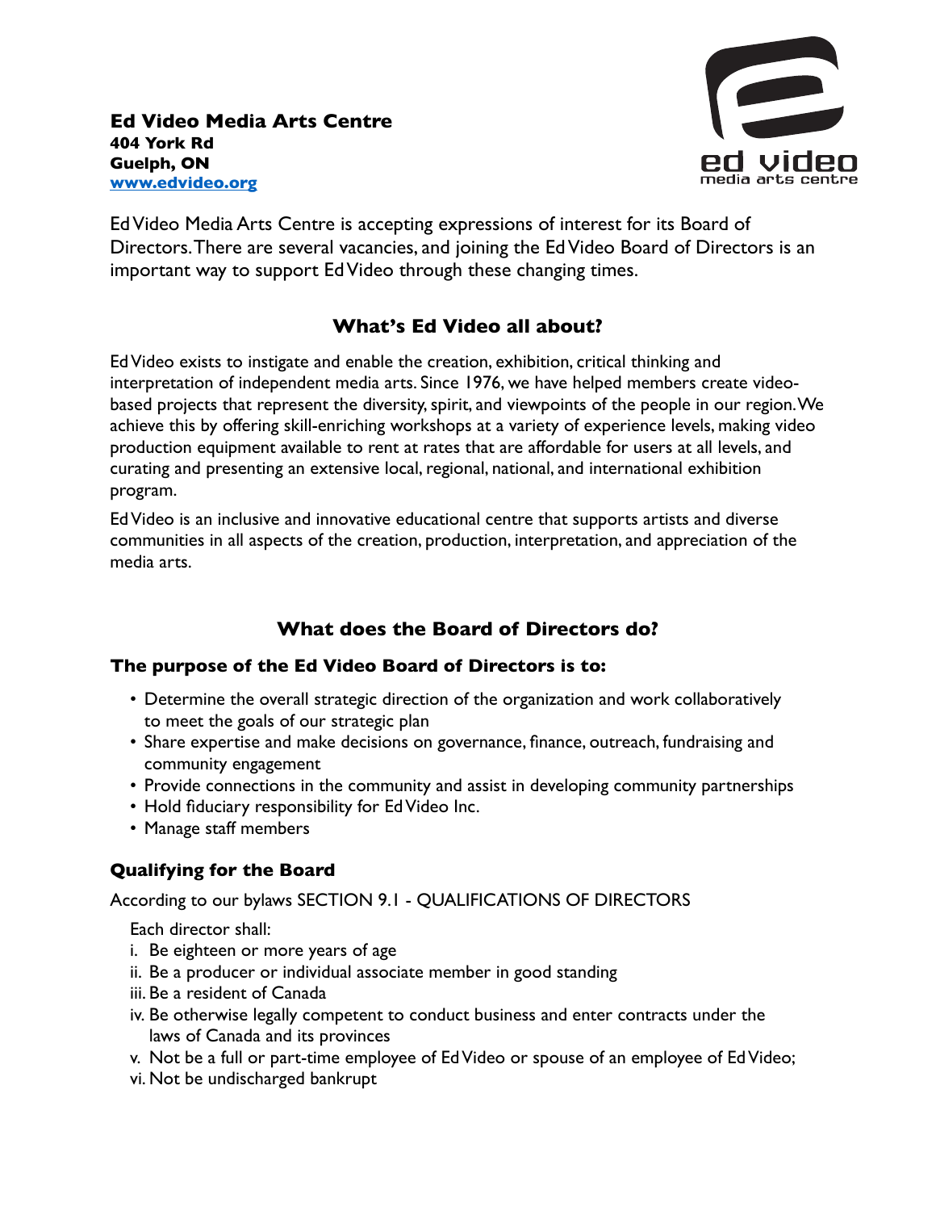**Ed Video Media Arts Centre**
**404 York Rd**
**Guelph, ON**
**[www.edvideo.org](http://www.edvideo.org)**

Ed Video Media Arts Centre is accepting expressions of interest for its Board of Directors. There are several vacancies, and joining the Ed Video Board of Directors is an important way to support Ed Video through these changing times.

## What's Ed Video all about?

Ed Video exists to instigate and enable the creation, exhibition, critical thinking and interpretation of independent media arts. Since 1976, we have helped members create video-based projects that represent the diversity, spirit, and viewpoints of the people in our region. We achieve this by offering skill-enriching workshops at a variety of experience levels, making video production equipment available to rent at rates that are affordable for users at all levels, and curating and presenting an extensive local, regional, national, and international exhibition program.

Ed Video is an inclusive and innovative educational centre that supports artists and diverse communities in all aspects of the creation, production, interpretation, and appreciation of the media arts.

## What does the Board of Directors do?

### The purpose of the Ed Video Board of Directors is to:

- Determine the overall strategic direction of the organization and work collaboratively to meet the goals of our strategic plan
- Share expertise and make decisions on governance, finance, outreach, fundraising and community engagement
- Provide connections in the community and assist in developing community partnerships
- Hold fiduciary responsibility for Ed Video Inc.
- Manage staff members

### Qualifying for the Board

According to our bylaws SECTION 9.1 - QUALIFICATIONS OF DIRECTORS

Each director shall:

i. Be eighteen or more years of age
ii. Be a producer or individual associate member in good standing
iii. Be a resident of Canada
iv. Be otherwise legally competent to conduct business and enter contracts under the laws of Canada and its provinces
v. Not be a full or part-time employee of Ed Video or spouse of an employee of Ed Video;
vi. Not be undischarged bankrupt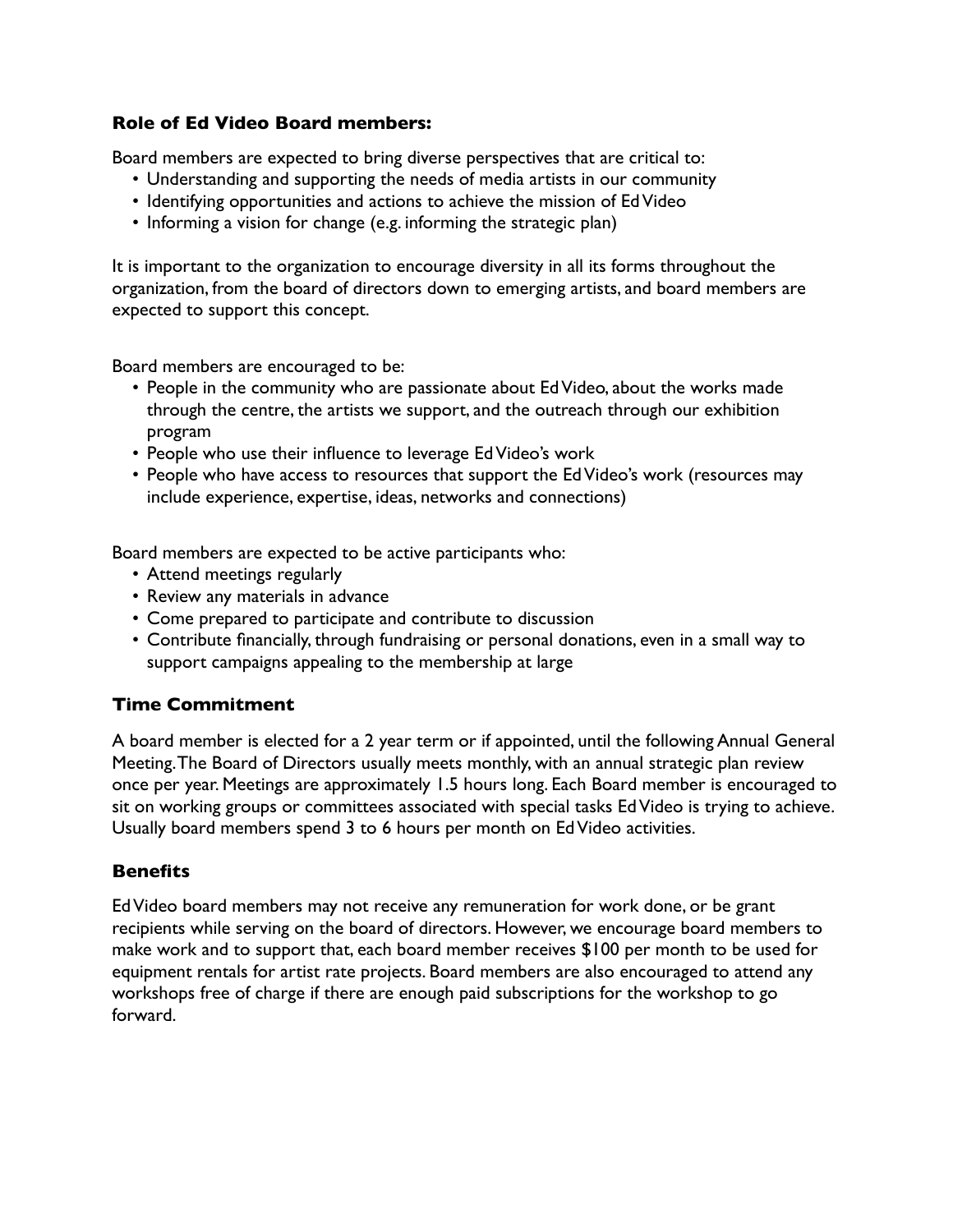### Role of Ed Video Board members:

Board members are expected to bring diverse perspectives that are critical to:

- Understanding and supporting the needs of media artists in our community
- Identifying opportunities and actions to achieve the mission of Ed Video
- Informing a vision for change (e.g. informing the strategic plan)

It is important to the organization to encourage diversity in all its forms throughout the organization, from the board of directors down to emerging artists, and board members are expected to support this concept.

Board members are encouraged to be:

- People in the community who are passionate about Ed Video, about the works made through the centre, the artists we support, and the outreach through our exhibition program
- People who use their influence to leverage Ed Video's work
- People who have access to resources that support the Ed Video's work (resources may include experience, expertise, ideas, networks and connections)

Board members are expected to be active participants who:

- Attend meetings regularly
- Review any materials in advance
- Come prepared to participate and contribute to discussion
- Contribute financially, through fundraising or personal donations, even in a small way to support campaigns appealing to the membership at large

### Time Commitment

A board member is elected for a 2 year term or if appointed, until the following Annual General Meeting. The Board of Directors usually meets monthly, with an annual strategic plan review once per year. Meetings are approximately 1.5 hours long. Each Board member is encouraged to sit on working groups or committees associated with special tasks Ed Video is trying to achieve. Usually board members spend 3 to 6 hours per month on Ed Video activities.

### Benefits

Ed Video board members may not receive any remuneration for work done, or be grant recipients while serving on the board of directors. However, we encourage board members to make work and to support that, each board member receives $100 per month to be used for equipment rentals for artist rate projects. Board members are also encouraged to attend any workshops free of charge if there are enough paid subscriptions for the workshop to go forward.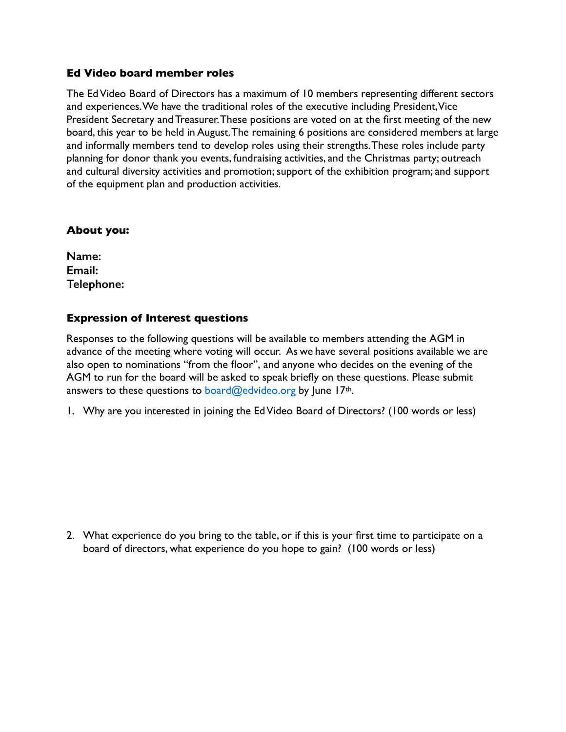### Ed Video board member roles

The Ed Video Board of Directors has a maximum of 10 members representing different sectors and experiences. We have the traditional roles of the executive including President, Vice President Secretary and Treasurer. These positions are voted on at the first meeting of the new board, this year to be held in August. The remaining 6 positions are considered members at large and informally members tend to develop roles using their strengths. These roles include party planning for donor thank you events, fundraising activities, and the Christmas party; outreach and cultural diversity activities and promotion; support of the exhibition program; and support of the equipment plan and production activities.

### About you:

**Name:**
**Email:**
**Telephone:**

### Expression of Interest questions

Responses to the following questions will be available to members attending the AGM in advance of the meeting where voting will occur. As we have several positions available we are also open to nominations "from the floor", and anyone who decides on the evening of the AGM to run for the board will be asked to speak briefly on these questions. Please submit answers to these questions to board@edvideo.org by June 17th.

1. Why are you interested in joining the Ed Video Board of Directors? (100 words or less)

2. What experience do you bring to the table, or if this is your first time to participate on a board of directors, what experience do you hope to gain? (100 words or less)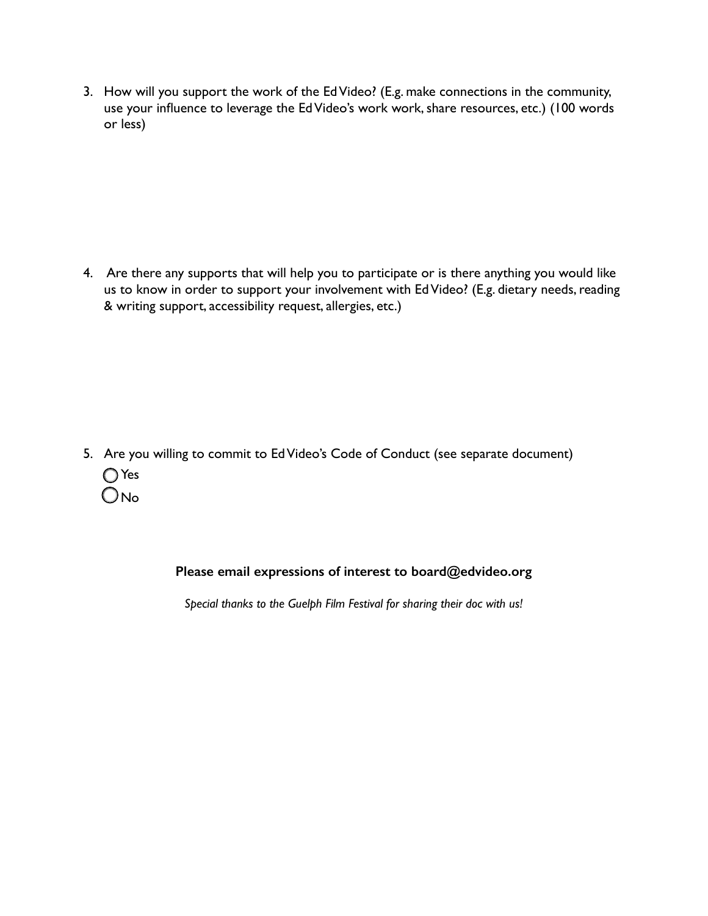3. How will you support the work of the Ed Video? (E.g. make connections in the community, use your influence to leverage the Ed Video's work work, share resources, etc.) (100 words or less)

4. Are there any supports that will help you to participate or is there anything you would like us to know in order to support your involvement with Ed Video? (E.g. dietary needs, reading & writing support, accessibility request, allergies, etc.)

5. Are you willing to commit to Ed Video's Code of Conduct (see separate document)

   ◯ Yes
   ◯ No

**Please email expressions of interest to board@edvideo.org**

*Special thanks to the Guelph Film Festival for sharing their doc with us!*